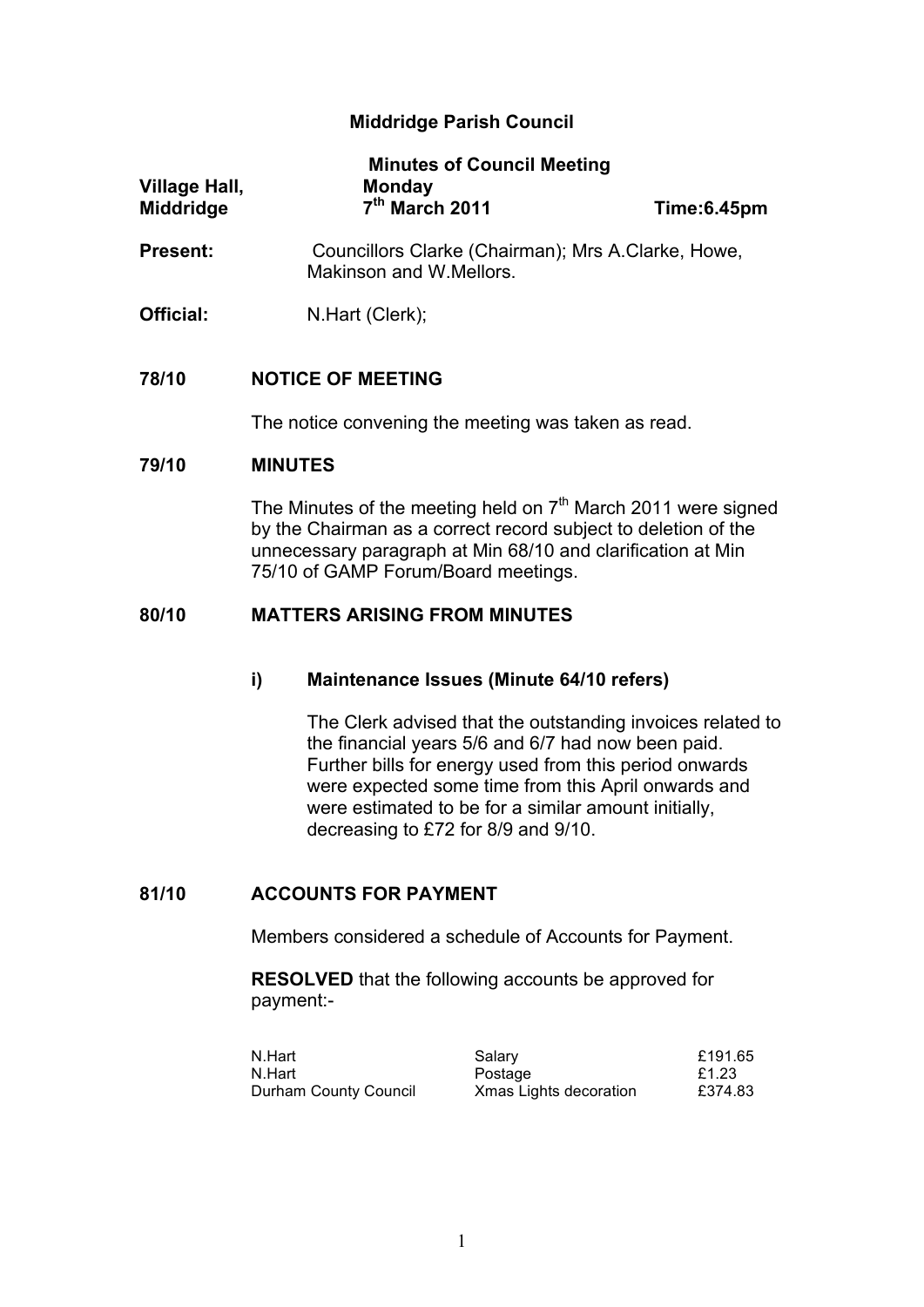# Middridge Parish Council

## Minutes of Council Meeting

| | | |
|---|---|---|
| **Village Hall, Middridge** | **Monday 7th March 2011** | **Time:6.45pm** |

**Present:** Councillors Clarke (Chairman); Mrs A.Clarke, Howe, Makinson and W.Mellors.

**Official:** N.Hart (Clerk);

### 78/10 NOTICE OF MEETING

The notice convening the meeting was taken as read.

### 79/10 MINUTES

The Minutes of the meeting held on 7th March 2011 were signed by the Chairman as a correct record subject to deletion of the unnecessary paragraph at Min 68/10 and clarification at Min 75/10 of GAMP Forum/Board meetings.

### 80/10 MATTERS ARISING FROM MINUTES

**i) Maintenance Issues (Minute 64/10 refers)**

The Clerk advised that the outstanding invoices related to the financial years 5/6 and 6/7 had now been paid. Further bills for energy used from this period onwards were expected some time from this April onwards and were estimated to be for a similar amount initially, decreasing to £72 for 8/9 and 9/10.

### 81/10 ACCOUNTS FOR PAYMENT

Members considered a schedule of Accounts for Payment.

**RESOLVED** that the following accounts be approved for payment:-

| | | |
|---|---|---|
| N.Hart | Salary | £191.65 |
| N.Hart | Postage | £1.23 |
| Durham County Council | Xmas Lights decoration | £374.83 |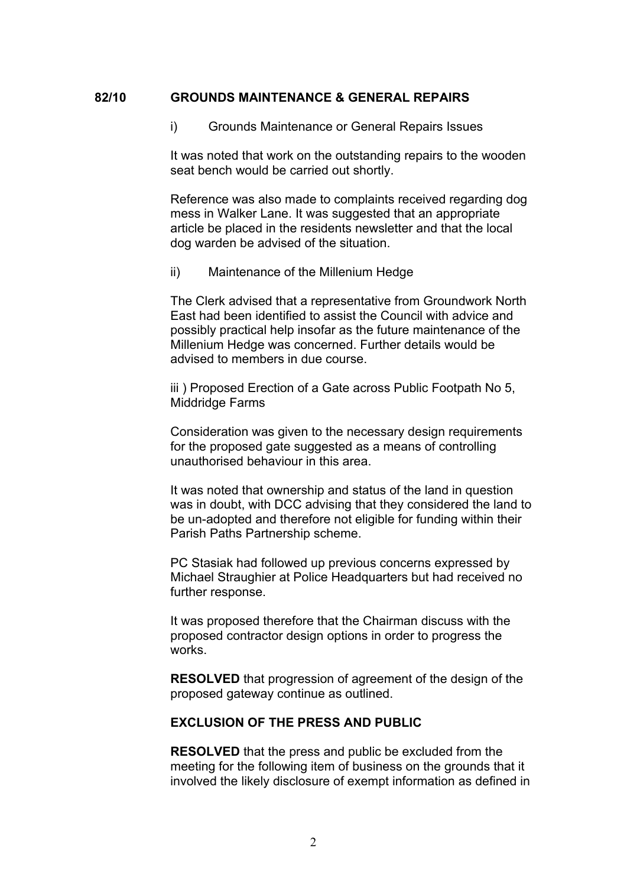**82/10 GROUNDS MAINTENANCE & GENERAL REPAIRS**

i) Grounds Maintenance or General Repairs Issues

It was noted that work on the outstanding repairs to the wooden seat bench would be carried out shortly.

Reference was also made to complaints received regarding dog mess in Walker Lane. It was suggested that an appropriate article be placed in the residents newsletter and that the local dog warden be advised of the situation.

ii) Maintenance of the Millenium Hedge

The Clerk advised that a representative from Groundwork North East had been identified to assist the Council with advice and possibly practical help insofar as the future maintenance of the Millenium Hedge was concerned. Further details would be advised to members in due course.

iii ) Proposed Erection of a Gate across Public Footpath No 5, Middridge Farms

Consideration was given to the necessary design requirements for the proposed gate suggested as a means of controlling unauthorised behaviour in this area.

It was noted that ownership and status of the land in question was in doubt, with DCC advising that they considered the land to be un-adopted and therefore not eligible for funding within their Parish Paths Partnership scheme.

PC Stasiak had followed up previous concerns expressed by Michael Straughier at Police Headquarters but had received no further response.

It was proposed therefore that the Chairman discuss with the proposed contractor design options in order to progress the works.

**RESOLVED** that progression of agreement of the design of the proposed gateway continue as outlined.

**EXCLUSION OF THE PRESS AND PUBLIC**

**RESOLVED** that the press and public be excluded from the meeting for the following item of business on the grounds that it involved the likely disclosure of exempt information as defined in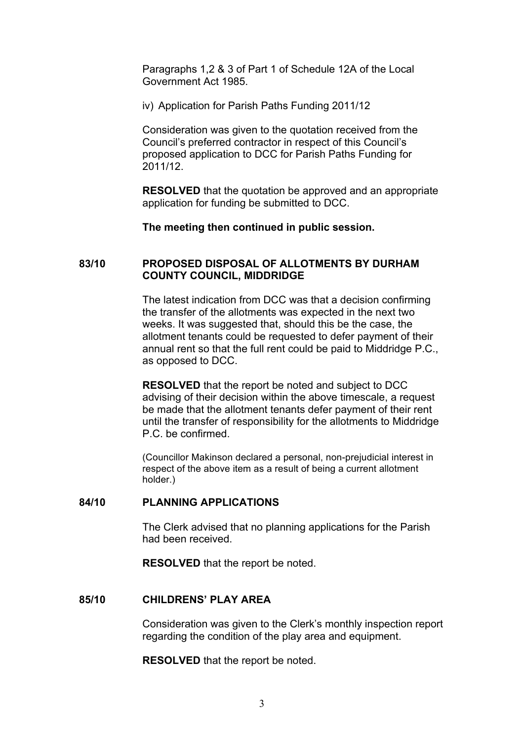Paragraphs 1,2 & 3 of Part 1 of Schedule 12A of the Local Government Act 1985.

iv) Application for Parish Paths Funding 2011/12

Consideration was given to the quotation received from the Council's preferred contractor in respect of this Council's proposed application to DCC for Parish Paths Funding for 2011/12.

**RESOLVED** that the quotation be approved and an appropriate application for funding be submitted to DCC.

**The meeting then continued in public session.**

## 83/10 PROPOSED DISPOSAL OF ALLOTMENTS BY DURHAM COUNTY COUNCIL, MIDDRIDGE

The latest indication from DCC was that a decision confirming the transfer of the allotments was expected in the next two weeks. It was suggested that, should this be the case, the allotment tenants could be requested to defer payment of their annual rent so that the full rent could be paid to Middridge P.C., as opposed to DCC.

**RESOLVED** that the report be noted and subject to DCC advising of their decision within the above timescale, a request be made that the allotment tenants defer payment of their rent until the transfer of responsibility for the allotments to Middridge P.C. be confirmed.

(Councillor Makinson declared a personal, non-prejudicial interest in respect of the above item as a result of being a current allotment holder.)

## 84/10 PLANNING APPLICATIONS

The Clerk advised that no planning applications for the Parish had been received.

**RESOLVED** that the report be noted.

## 85/10 CHILDRENS' PLAY AREA

Consideration was given to the Clerk's monthly inspection report regarding the condition of the play area and equipment.

**RESOLVED** that the report be noted.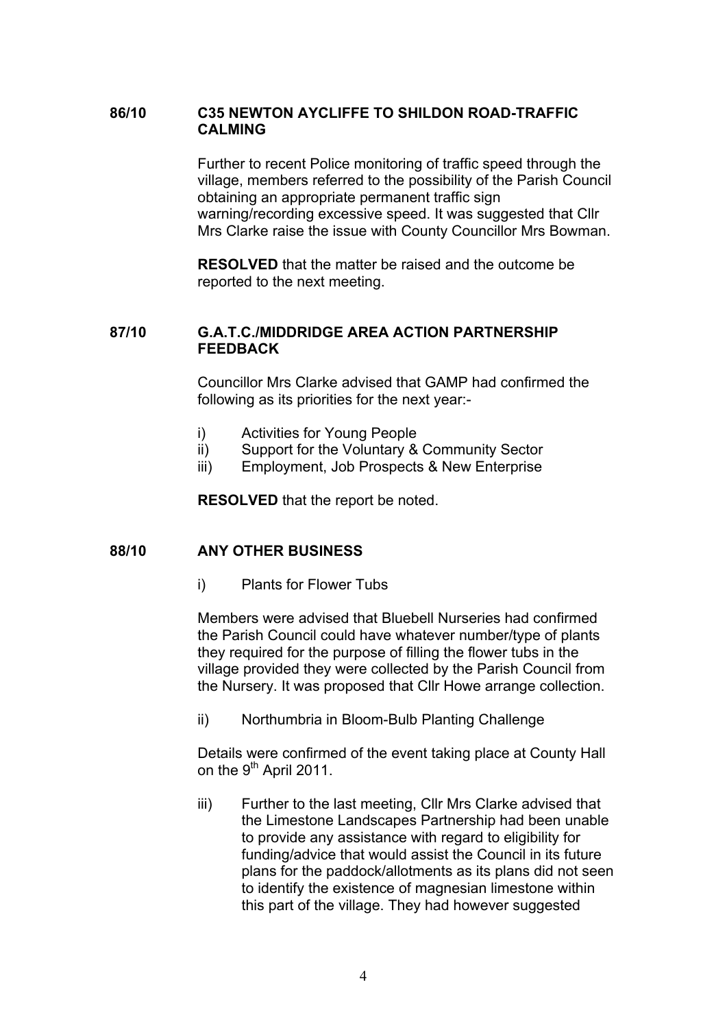## 86/10 C35 NEWTON AYCLIFFE TO SHILDON ROAD-TRAFFIC CALMING

Further to recent Police monitoring of traffic speed through the village, members referred to the possibility of the Parish Council obtaining an appropriate permanent traffic sign warning/recording excessive speed. It was suggested that Cllr Mrs Clarke raise the issue with County Councillor Mrs Bowman.

**RESOLVED** that the matter be raised and the outcome be reported to the next meeting.

## 87/10 G.A.T.C./MIDDRIDGE AREA ACTION PARTNERSHIP FEEDBACK

Councillor Mrs Clarke advised that GAMP had confirmed the following as its priorities for the next year:-

i) Activities for Young People
ii) Support for the Voluntary & Community Sector
iii) Employment, Job Prospects & New Enterprise

**RESOLVED** that the report be noted.

## 88/10 ANY OTHER BUSINESS

i) Plants for Flower Tubs

Members were advised that Bluebell Nurseries had confirmed the Parish Council could have whatever number/type of plants they required for the purpose of filling the flower tubs in the village provided they were collected by the Parish Council from the Nursery. It was proposed that Cllr Howe arrange collection.

ii) Northumbria in Bloom-Bulb Planting Challenge

Details were confirmed of the event taking place at County Hall on the 9th April 2011.

iii) Further to the last meeting, Cllr Mrs Clarke advised that the Limestone Landscapes Partnership had been unable to provide any assistance with regard to eligibility for funding/advice that would assist the Council in its future plans for the paddock/allotments as its plans did not seen to identify the existence of magnesian limestone within this part of the village. They had however suggested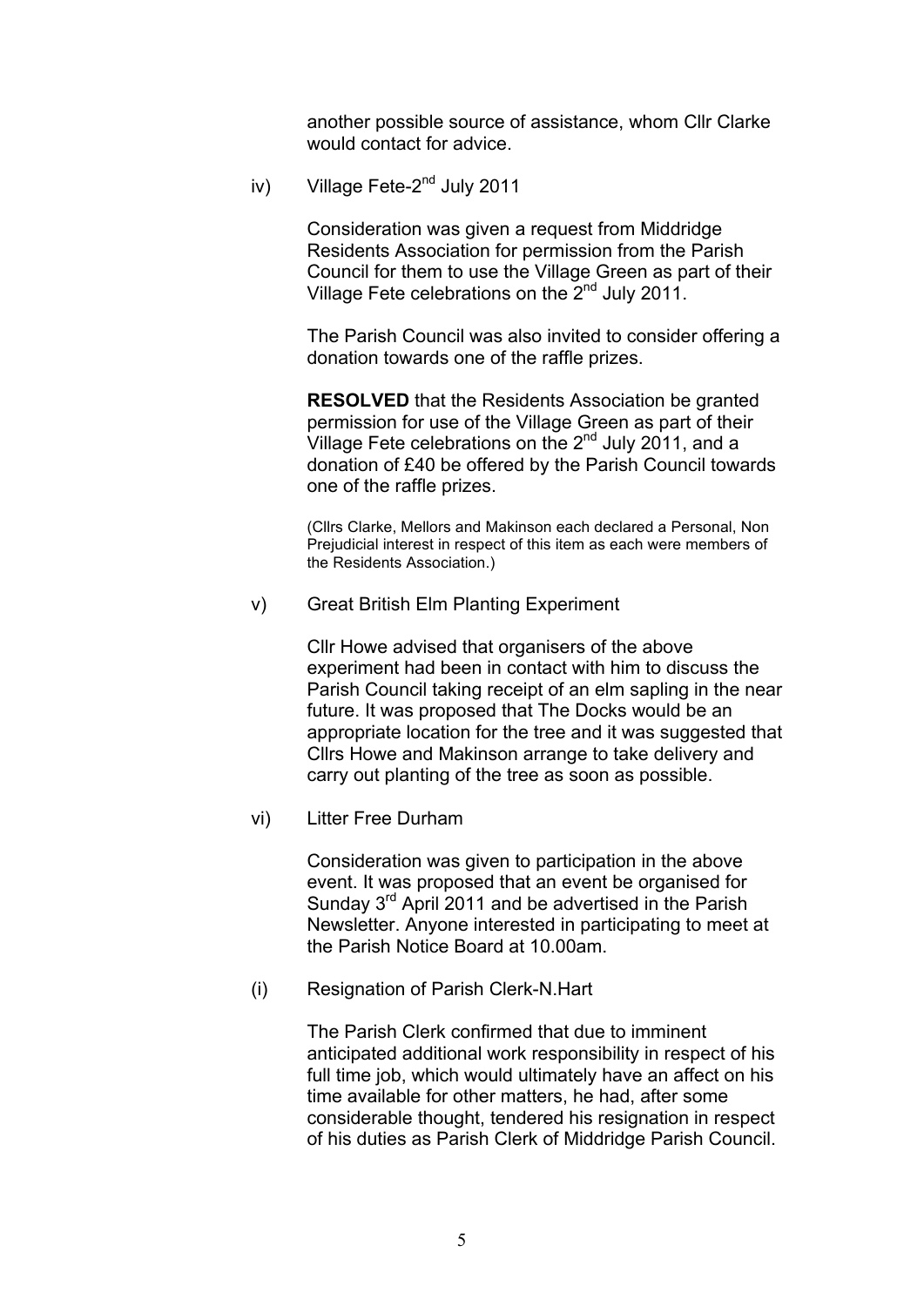another possible source of assistance, whom Cllr Clarke would contact for advice.

iv) Village Fete-2nd July 2011

Consideration was given a request from Middridge Residents Association for permission from the Parish Council for them to use the Village Green as part of their Village Fete celebrations on the 2nd July 2011.

The Parish Council was also invited to consider offering a donation towards one of the raffle prizes.

**RESOLVED** that the Residents Association be granted permission for use of the Village Green as part of their Village Fete celebrations on the 2nd July 2011, and a donation of £40 be offered by the Parish Council towards one of the raffle prizes.

(Cllrs Clarke, Mellors and Makinson each declared a Personal, Non Prejudicial interest in respect of this item as each were members of the Residents Association.)

v) Great British Elm Planting Experiment

Cllr Howe advised that organisers of the above experiment had been in contact with him to discuss the Parish Council taking receipt of an elm sapling in the near future. It was proposed that The Docks would be an appropriate location for the tree and it was suggested that Cllrs Howe and Makinson arrange to take delivery and carry out planting of the tree as soon as possible.

vi) Litter Free Durham

Consideration was given to participation in the above event. It was proposed that an event be organised for Sunday 3rd April 2011 and be advertised in the Parish Newsletter. Anyone interested in participating to meet at the Parish Notice Board at 10.00am.

(i) Resignation of Parish Clerk-N.Hart

The Parish Clerk confirmed that due to imminent anticipated additional work responsibility in respect of his full time job, which would ultimately have an affect on his time available for other matters, he had, after some considerable thought, tendered his resignation in respect of his duties as Parish Clerk of Middridge Parish Council.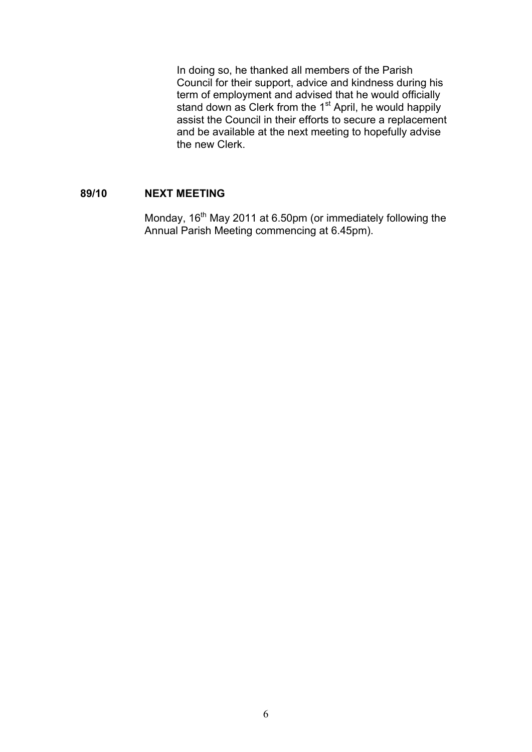In doing so, he thanked all members of the Parish Council for their support, advice and kindness during his term of employment and advised that he would officially stand down as Clerk from the 1st April, he would happily assist the Council in their efforts to secure a replacement and be available at the next meeting to hopefully advise the new Clerk.

**89/10 NEXT MEETING**

Monday, 16th May 2011 at 6.50pm (or immediately following the Annual Parish Meeting commencing at 6.45pm).